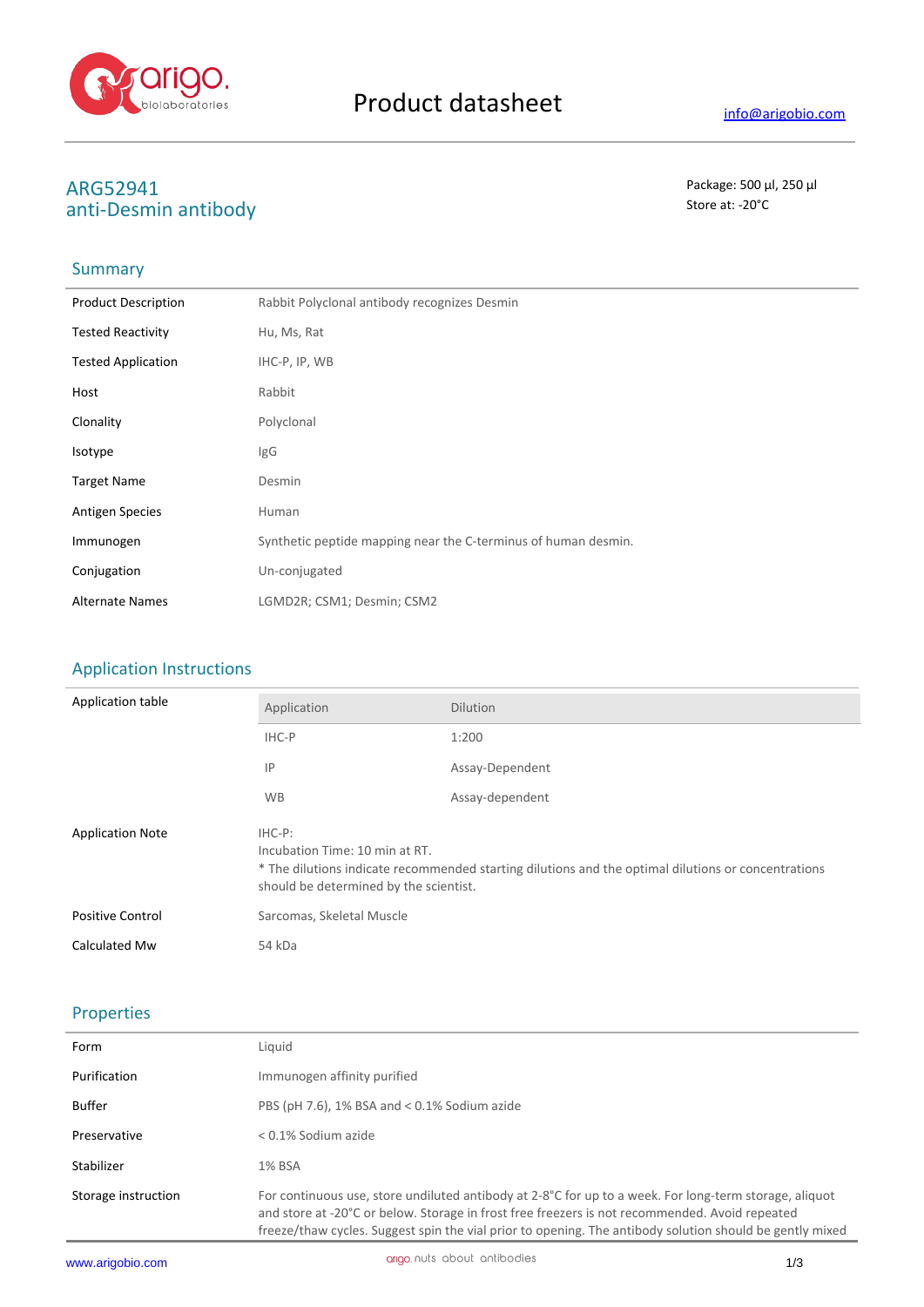# Product datasheet

info@arigobio.com

## ARG52941
## anti-Desmin antibody

Package: 500 µl, 250 µl
Store at: -20°C

## Summary

| | |
|---|---|
| Product Description | Rabbit Polyclonal antibody recognizes Desmin |
| Tested Reactivity | Hu, Ms, Rat |
| Tested Application | IHC-P, IP, WB |
| Host | Rabbit |
| Clonality | Polyclonal |
| Isotype | IgG |
| Target Name | Desmin |
| Antigen Species | Human |
| Immunogen | Synthetic peptide mapping near the C-terminus of human desmin. |
| Conjugation | Un-conjugated |
| Alternate Names | LGMD2R; CSM1; Desmin; CSM2 |

## Application Instructions

Application table

| Application | Dilution |
|---|---|
| IHC-P | 1:200 |
| IP | Assay-Dependent |
| WB | Assay-dependent |

| | |
|---|---|
| Application Note | IHC-P:<br>Incubation Time: 10 min at RT.<br>* The dilutions indicate recommended starting dilutions and the optimal dilutions or concentrations should be determined by the scientist. |
| Positive Control | Sarcomas, Skeletal Muscle |
| Calculated Mw | 54 kDa |

## Properties

| | |
|---|---|
| Form | Liquid |
| Purification | Immunogen affinity purified |
| Buffer | PBS (pH 7.6), 1% BSA and < 0.1% Sodium azide |
| Preservative | < 0.1% Sodium azide |
| Stabilizer | 1% BSA |
| Storage instruction | For continuous use, store undiluted antibody at 2-8°C for up to a week. For long-term storage, aliquot and store at -20°C or below. Storage in frost free freezers is not recommended. Avoid repeated freeze/thaw cycles. Suggest spin the vial prior to opening. The antibody solution should be gently mixed |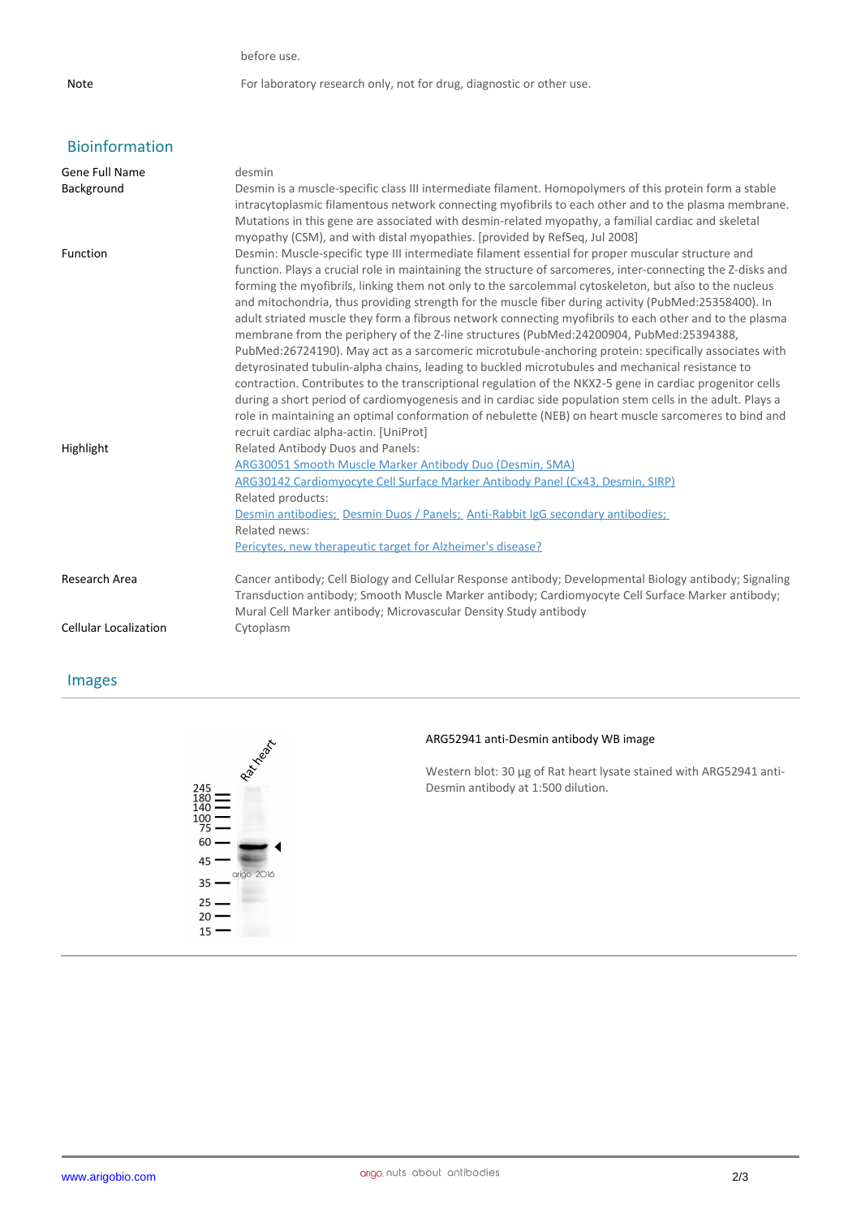before use.

| | |
|---|---|
| Note | For laboratory research only, not for drug, diagnostic or other use. |

## Bioinformation

| | |
|---|---|
| Gene Full Name | desmin |
| Background | Desmin is a muscle-specific class III intermediate filament. Homopolymers of this protein form a stable intracytoplasmic filamentous network connecting myofibrils to each other and to the plasma membrane. Mutations in this gene are associated with desmin-related myopathy, a familial cardiac and skeletal myopathy (CSM), and with distal myopathies. [provided by RefSeq, Jul 2008] |
| Function | Desmin: Muscle-specific type III intermediate filament essential for proper muscular structure and function. Plays a crucial role in maintaining the structure of sarcomeres, inter-connecting the Z-disks and forming the myofibrils, linking them not only to the sarcolemmal cytoskeleton, but also to the nucleus and mitochondria, thus providing strength for the muscle fiber during activity (PubMed:25358400). In adult striated muscle they form a fibrous network connecting myofibrils to each other and to the plasma membrane from the periphery of the Z-line structures (PubMed:24200904, PubMed:25394388, PubMed:26724190). May act as a sarcomeric microtubule-anchoring protein: specifically associates with detyrosinated tubulin-alpha chains, leading to buckled microtubules and mechanical resistance to contraction. Contributes to the transcriptional regulation of the NKX2-5 gene in cardiac progenitor cells during a short period of cardiomyogenesis and in cardiac side population stem cells in the adult. Plays a role in maintaining an optimal conformation of nebulette (NEB) on heart muscle sarcomeres to bind and recruit cardiac alpha-actin. [UniProt] |
| Highlight | Related Antibody Duos and Panels:<br>ARG30051 Smooth Muscle Marker Antibody Duo (Desmin, SMA)<br>ARG30142 Cardiomyocyte Cell Surface Marker Antibody Panel (Cx43, Desmin, SIRP)<br>Related products:<br>Desmin antibodies; Desmin Duos / Panels; Anti-Rabbit IgG secondary antibodies;<br>Related news:<br>Pericytes, new therapeutic target for Alzheimer's disease? |
| Research Area | Cancer antibody; Cell Biology and Cellular Response antibody; Developmental Biology antibody; Signaling Transduction antibody; Smooth Muscle Marker antibody; Cardiomyocyte Cell Surface Marker antibody; Mural Cell Marker antibody; Microvascular Density Study antibody |
| Cellular Localization | Cytoplasm |

## Images

**ARG52941 anti-Desmin antibody WB image**

Western blot: 30 µg of Rat heart lysate stained with ARG52941 anti-Desmin antibody at 1:500 dilution.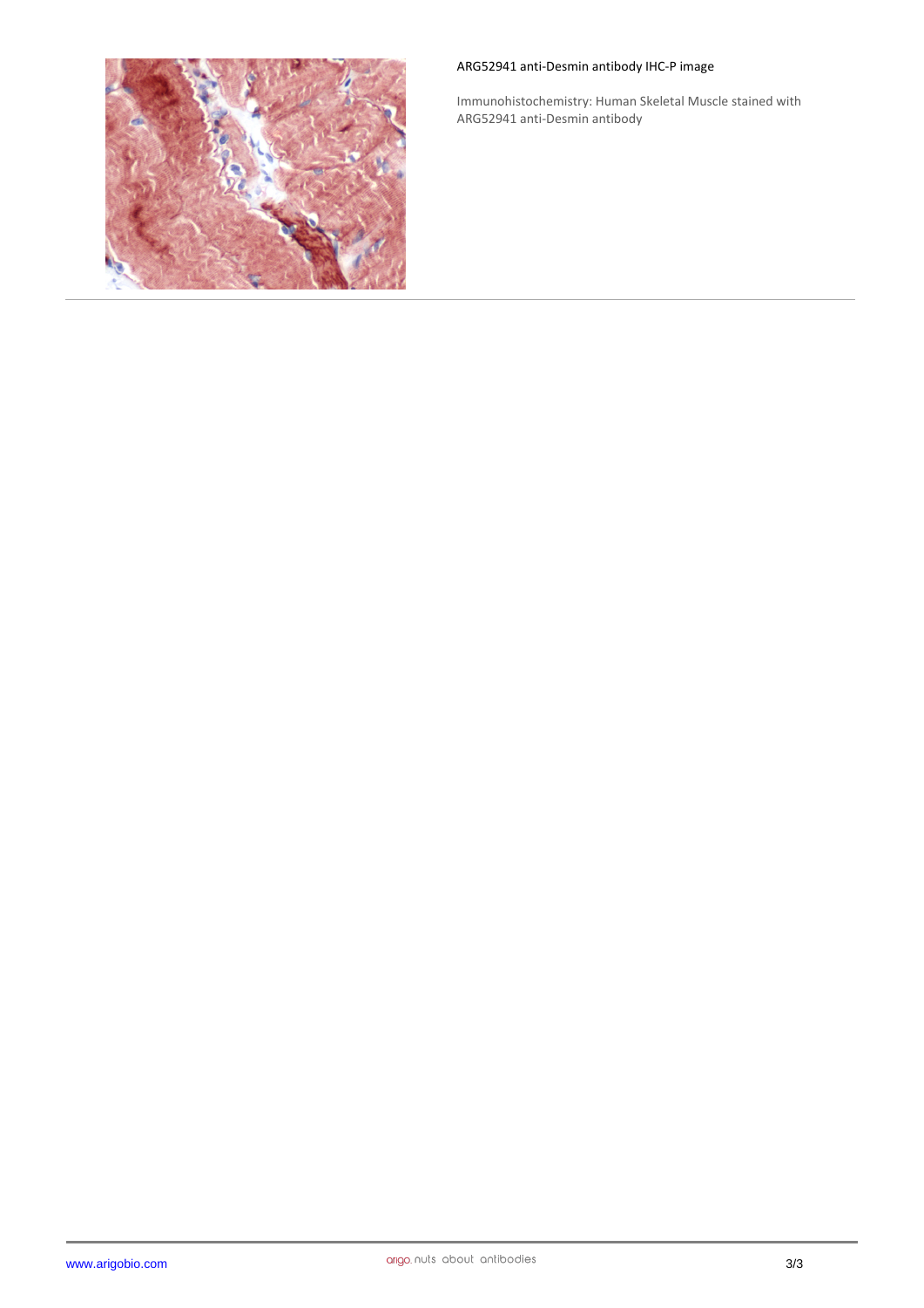ARG52941 anti-Desmin antibody IHC-P image

Immunohistochemistry: Human Skeletal Muscle stained with ARG52941 anti-Desmin antibody